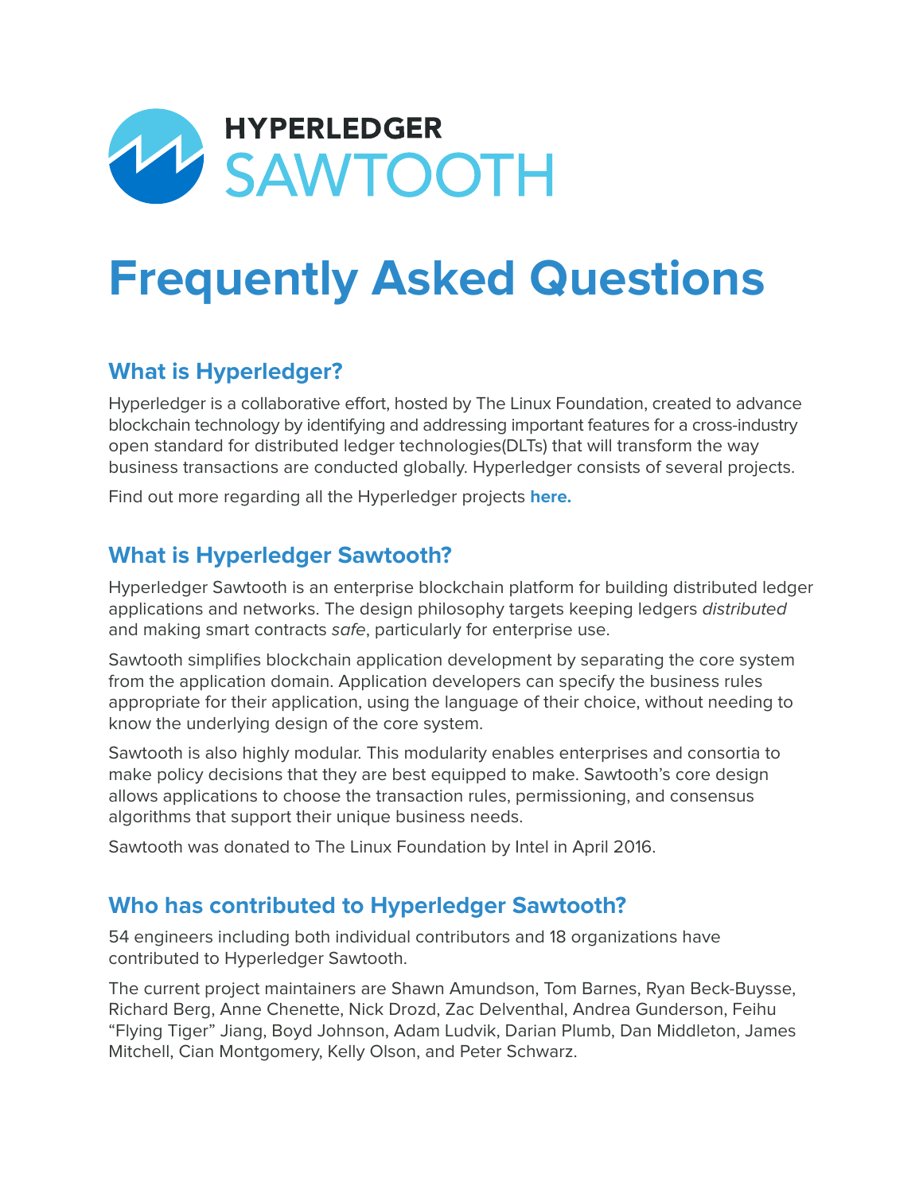HYPERLEDGER SAWTOOTH

# Frequently Asked Questions

## What is Hyperledger?

Hyperledger is a collaborative effort, hosted by The Linux Foundation, created to advance blockchain technology by identifying and addressing important features for a cross-industry open standard for distributed ledger technologies(DLTs) that will transform the way business transactions are conducted globally. Hyperledger consists of several projects.

Find out more regarding all the Hyperledger projects **here.**

## What is Hyperledger Sawtooth?

Hyperledger Sawtooth is an enterprise blockchain platform for building distributed ledger applications and networks. The design philosophy targets keeping ledgers *distributed* and making smart contracts *safe*, particularly for enterprise use.

Sawtooth simplifies blockchain application development by separating the core system from the application domain. Application developers can specify the business rules appropriate for their application, using the language of their choice, without needing to know the underlying design of the core system.

Sawtooth is also highly modular. This modularity enables enterprises and consortia to make policy decisions that they are best equipped to make. Sawtooth's core design allows applications to choose the transaction rules, permissioning, and consensus algorithms that support their unique business needs.

Sawtooth was donated to The Linux Foundation by Intel in April 2016.

## Who has contributed to Hyperledger Sawtooth?

54 engineers including both individual contributors and 18 organizations have contributed to Hyperledger Sawtooth.

The current project maintainers are Shawn Amundson, Tom Barnes, Ryan Beck-Buysse, Richard Berg, Anne Chenette, Nick Drozd, Zac Delventhal, Andrea Gunderson, Feihu "Flying Tiger" Jiang, Boyd Johnson, Adam Ludvik, Darian Plumb, Dan Middleton, James Mitchell, Cian Montgomery, Kelly Olson, and Peter Schwarz.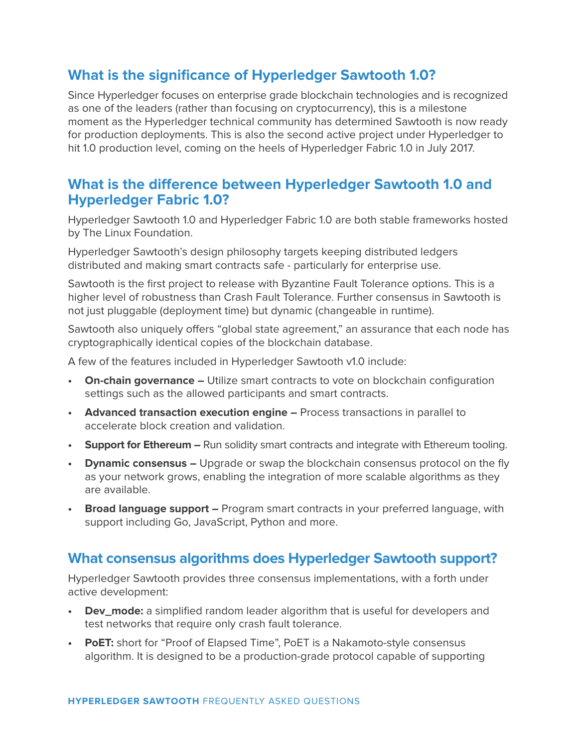## What is the significance of Hyperledger Sawtooth 1.0?

Since Hyperledger focuses on enterprise grade blockchain technologies and is recognized as one of the leaders (rather than focusing on cryptocurrency), this is a milestone moment as the Hyperledger technical community has determined Sawtooth is now ready for production deployments. This is also the second active project under Hyperledger to hit 1.0 production level, coming on the heels of Hyperledger Fabric 1.0 in July 2017.

## What is the difference between Hyperledger Sawtooth 1.0 and Hyperledger Fabric 1.0?

Hyperledger Sawtooth 1.0 and Hyperledger Fabric 1.0 are both stable frameworks hosted by The Linux Foundation.

Hyperledger Sawtooth's design philosophy targets keeping distributed ledgers distributed and making smart contracts safe - particularly for enterprise use.

Sawtooth is the first project to release with Byzantine Fault Tolerance options. This is a higher level of robustness than Crash Fault Tolerance. Further consensus in Sawtooth is not just pluggable (deployment time) but dynamic (changeable in runtime).

Sawtooth also uniquely offers "global state agreement," an assurance that each node has cryptographically identical copies of the blockchain database.

A few of the features included in Hyperledger Sawtooth v1.0 include:

- **On-chain governance –** Utilize smart contracts to vote on blockchain configuration settings such as the allowed participants and smart contracts.
- **Advanced transaction execution engine –** Process transactions in parallel to accelerate block creation and validation.
- **Support for Ethereum –** Run solidity smart contracts and integrate with Ethereum tooling.
- **Dynamic consensus –** Upgrade or swap the blockchain consensus protocol on the fly as your network grows, enabling the integration of more scalable algorithms as they are available.
- **Broad language support –** Program smart contracts in your preferred language, with support including Go, JavaScript, Python and more.

## What consensus algorithms does Hyperledger Sawtooth support?

Hyperledger Sawtooth provides three consensus implementations, with a forth under active development:

- **Dev_mode:** a simplified random leader algorithm that is useful for developers and test networks that require only crash fault tolerance.
- **PoET:** short for "Proof of Elapsed Time", PoET is a Nakamoto-style consensus algorithm. It is designed to be a production-grade protocol capable of supporting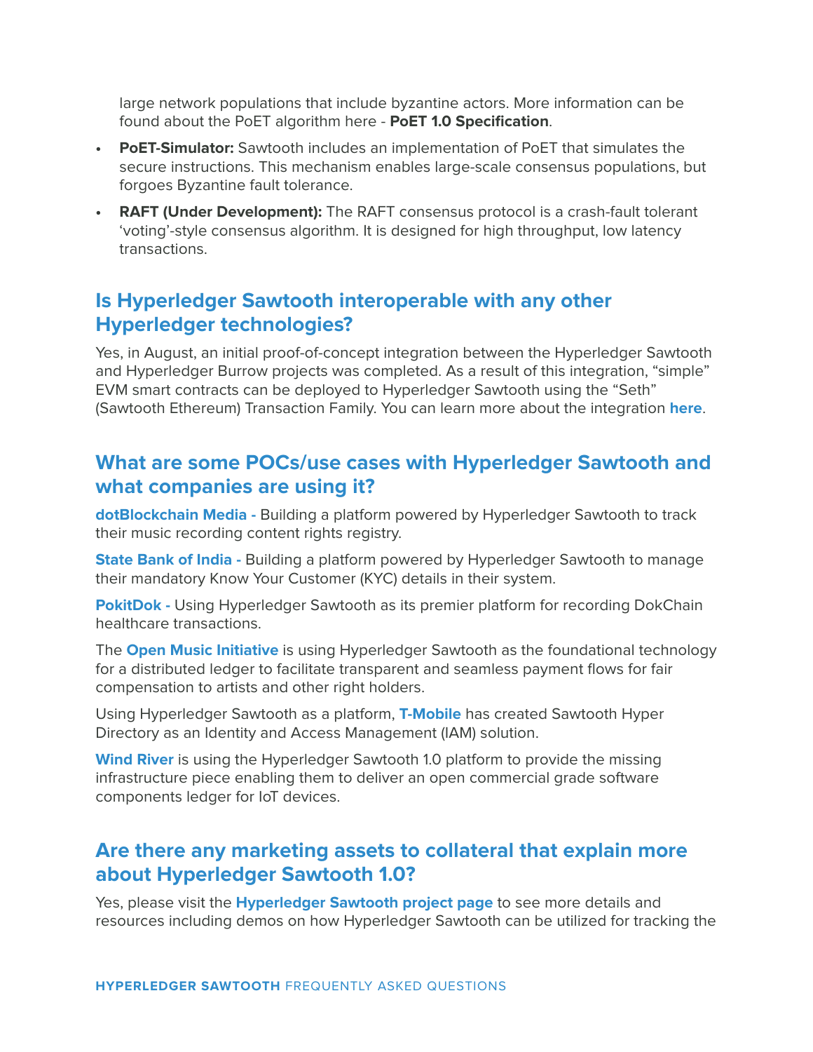large network populations that include byzantine actors. More information can be found about the PoET algorithm here - **PoET 1.0 Specification**.

- **PoET-Simulator:** Sawtooth includes an implementation of PoET that simulates the secure instructions. This mechanism enables large-scale consensus populations, but forgoes Byzantine fault tolerance.
- **RAFT (Under Development):** The RAFT consensus protocol is a crash-fault tolerant 'voting'-style consensus algorithm. It is designed for high throughput, low latency transactions.

## Is Hyperledger Sawtooth interoperable with any other Hyperledger technologies?

Yes, in August, an initial proof-of-concept integration between the Hyperledger Sawtooth and Hyperledger Burrow projects was completed. As a result of this integration, "simple" EVM smart contracts can be deployed to Hyperledger Sawtooth using the "Seth" (Sawtooth Ethereum) Transaction Family. You can learn more about the integration **here**.

## What are some POCs/use cases with Hyperledger Sawtooth and what companies are using it?

**dotBlockchain Media -** Building a platform powered by Hyperledger Sawtooth to track their music recording content rights registry.

**State Bank of India -** Building a platform powered by Hyperledger Sawtooth to manage their mandatory Know Your Customer (KYC) details in their system.

**PokitDok -** Using Hyperledger Sawtooth as its premier platform for recording DokChain healthcare transactions.

The **Open Music Initiative** is using Hyperledger Sawtooth as the foundational technology for a distributed ledger to facilitate transparent and seamless payment flows for fair compensation to artists and other right holders.

Using Hyperledger Sawtooth as a platform, **T-Mobile** has created Sawtooth Hyper Directory as an Identity and Access Management (IAM) solution.

**Wind River** is using the Hyperledger Sawtooth 1.0 platform to provide the missing infrastructure piece enabling them to deliver an open commercial grade software components ledger for IoT devices.

## Are there any marketing assets to collateral that explain more about Hyperledger Sawtooth 1.0?

Yes, please visit the **Hyperledger Sawtooth project page** to see more details and resources including demos on how Hyperledger Sawtooth can be utilized for tracking the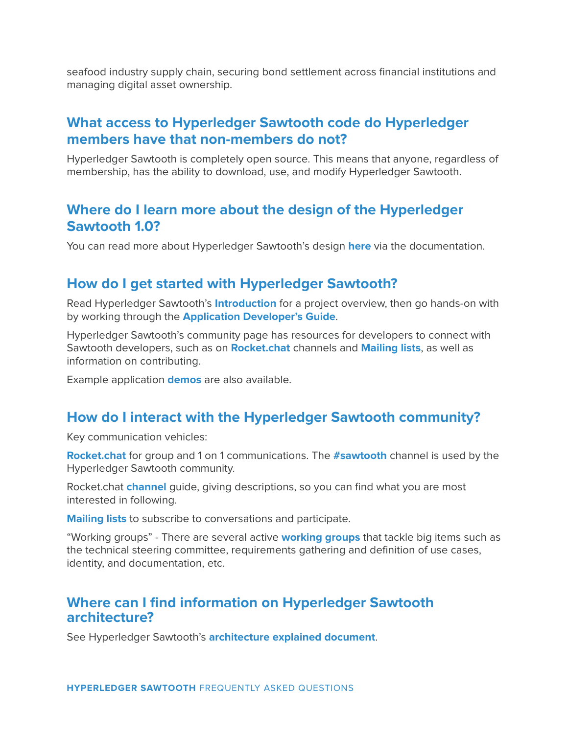seafood industry supply chain, securing bond settlement across financial institutions and managing digital asset ownership.

## What access to Hyperledger Sawtooth code do Hyperledger members have that non-members do not?

Hyperledger Sawtooth is completely open source. This means that anyone, regardless of membership, has the ability to download, use, and modify Hyperledger Sawtooth.

## Where do I learn more about the design of the Hyperledger Sawtooth 1.0?

You can read more about Hyperledger Sawtooth's design **here** via the documentation.

## How do I get started with Hyperledger Sawtooth?

Read Hyperledger Sawtooth's **Introduction** for a project overview, then go hands-on with by working through the **Application Developer's Guide**.

Hyperledger Sawtooth's community page has resources for developers to connect with Sawtooth developers, such as on **Rocket.chat** channels and **Mailing lists**, as well as information on contributing.

Example application **demos** are also available.

## How do I interact with the Hyperledger Sawtooth community?

Key communication vehicles:

**Rocket.chat** for group and 1 on 1 communications. The **#sawtooth** channel is used by the Hyperledger Sawtooth community.

Rocket.chat **channel** guide, giving descriptions, so you can find what you are most interested in following.

**Mailing lists** to subscribe to conversations and participate.

"Working groups" - There are several active **working groups** that tackle big items such as the technical steering committee, requirements gathering and definition of use cases, identity, and documentation, etc.

## Where can I find information on Hyperledger Sawtooth architecture?

See Hyperledger Sawtooth's **architecture explained document**.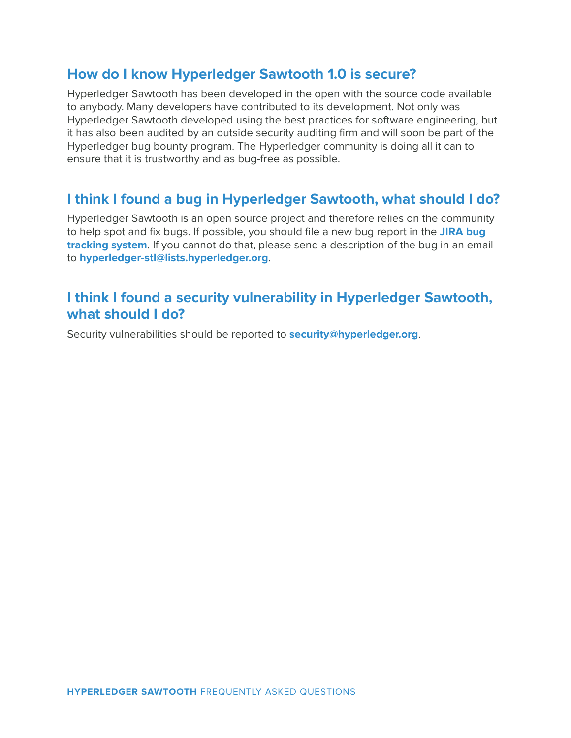## How do I know Hyperledger Sawtooth 1.0 is secure?

Hyperledger Sawtooth has been developed in the open with the source code available to anybody. Many developers have contributed to its development. Not only was Hyperledger Sawtooth developed using the best practices for software engineering, but it has also been audited by an outside security auditing firm and will soon be part of the Hyperledger bug bounty program. The Hyperledger community is doing all it can to ensure that it is trustworthy and as bug-free as possible.

## I think I found a bug in Hyperledger Sawtooth, what should I do?

Hyperledger Sawtooth is an open source project and therefore relies on the community to help spot and fix bugs. If possible, you should file a new bug report in the **JIRA bug tracking system**. If you cannot do that, please send a description of the bug in an email to **hyperledger-stl@lists.hyperledger.org**.

## I think I found a security vulnerability in Hyperledger Sawtooth, what should I do?

Security vulnerabilities should be reported to **security@hyperledger.org**.